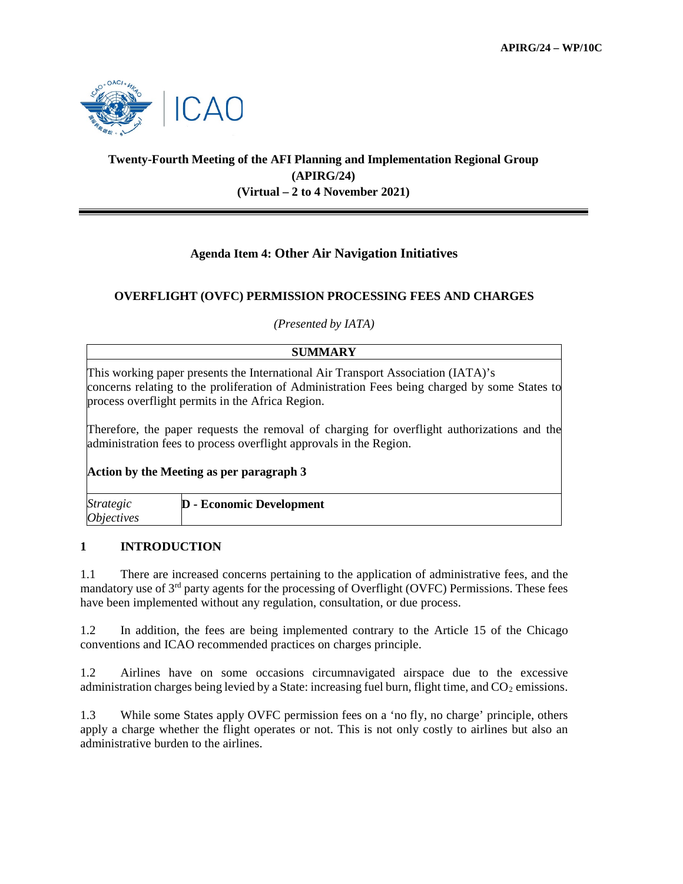**APIRG/24 – WP/10C**

**Twenty-Fourth Meeting of the AFI Planning and Implementation Regional Group (APIRG/24) (Virtual – 2 to 4 November 2021)**

## Agenda Item 4: Other Air Navigation Initiatives

### OVERFLIGHT (OVFC) PERMISSION PROCESSING FEES AND CHARGES

*(Presented by IATA)*

| **SUMMARY** | |
|---|---|
| This working paper presents the International Air Transport Association (IATA)'s concerns relating to the proliferation of Administration Fees being charged by some States to process overflight permits in the Africa Region.<br><br>Therefore, the paper requests the removal of charging for overflight authorizations and the administration fees to process overflight approvals in the Region.<br><br>**Action by the Meeting as per paragraph 3** | |
| *Strategic Objectives* | **D - Economic Development** |

## 1 INTRODUCTION

1.1 There are increased concerns pertaining to the application of administrative fees, and the mandatory use of 3rd party agents for the processing of Overflight (OVFC) Permissions. These fees have been implemented without any regulation, consultation, or due process.

1.2 In addition, the fees are being implemented contrary to the Article 15 of the Chicago conventions and ICAO recommended practices on charges principle.

1.2 Airlines have on some occasions circumnavigated airspace due to the excessive administration charges being levied by a State: increasing fuel burn, flight time, and $CO_2$ emissions.

1.3 While some States apply OVFC permission fees on a 'no fly, no charge' principle, others apply a charge whether the flight operates or not. This is not only costly to airlines but also an administrative burden to the airlines.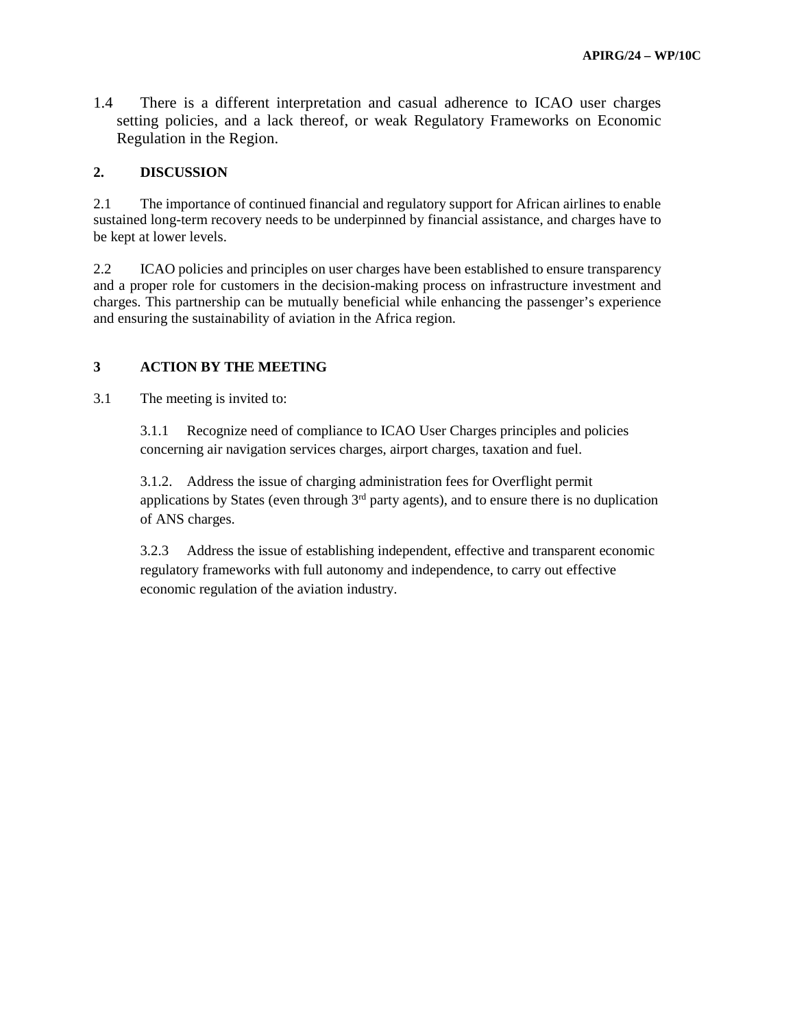1.4 There is a different interpretation and casual adherence to ICAO user charges setting policies, and a lack thereof, or weak Regulatory Frameworks on Economic Regulation in the Region.

## 2. DISCUSSION

2.1 The importance of continued financial and regulatory support for African airlines to enable sustained long-term recovery needs to be underpinned by financial assistance, and charges have to be kept at lower levels.

2.2 ICAO policies and principles on user charges have been established to ensure transparency and a proper role for customers in the decision-making process on infrastructure investment and charges. This partnership can be mutually beneficial while enhancing the passenger's experience and ensuring the sustainability of aviation in the Africa region.

## 3 ACTION BY THE MEETING

3.1 The meeting is invited to:

3.1.1 Recognize need of compliance to ICAO User Charges principles and policies concerning air navigation services charges, airport charges, taxation and fuel.

3.1.2. Address the issue of charging administration fees for Overflight permit applications by States (even through 3rd party agents), and to ensure there is no duplication of ANS charges.

3.2.3 Address the issue of establishing independent, effective and transparent economic regulatory frameworks with full autonomy and independence, to carry out effective economic regulation of the aviation industry.